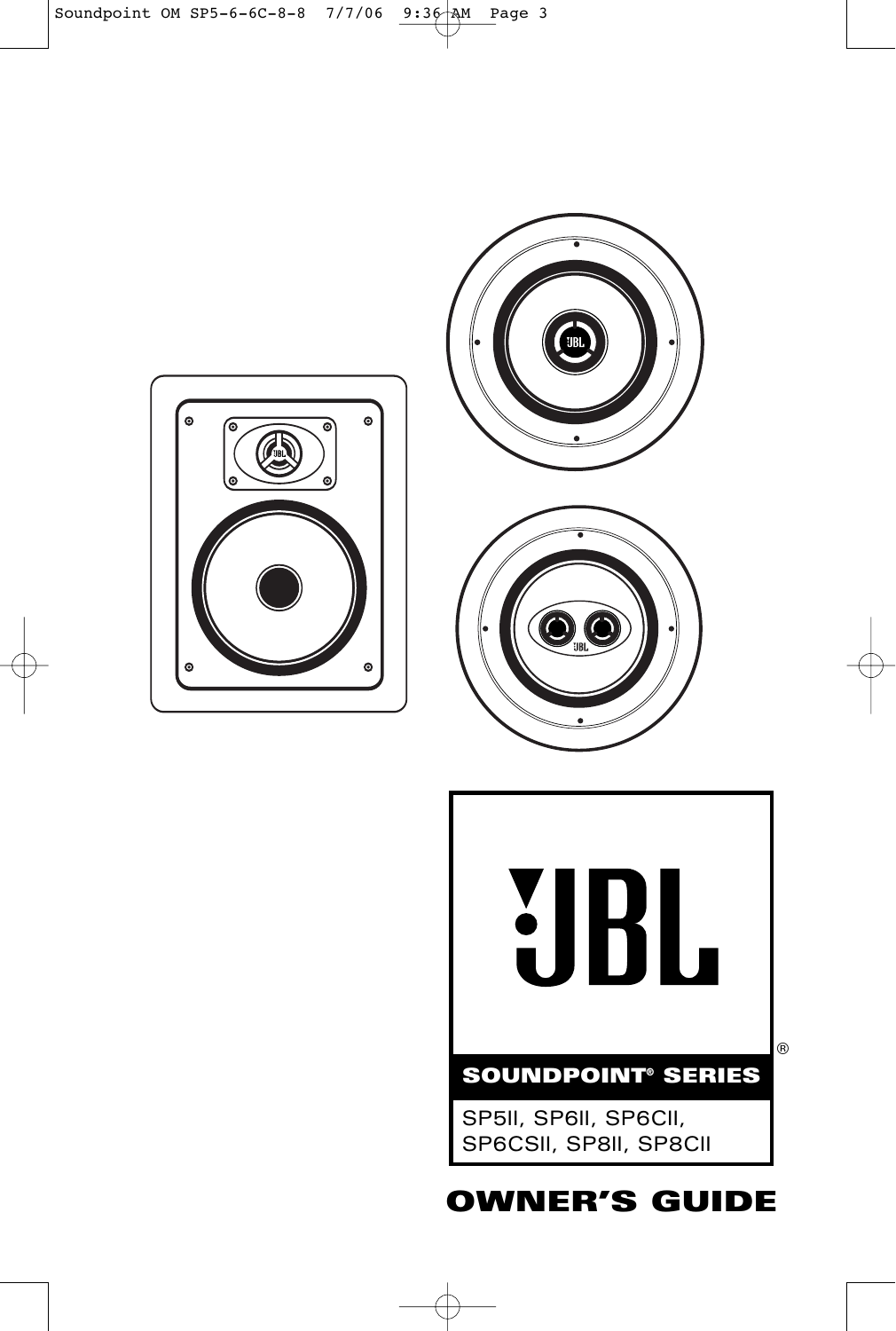JBL®

**SOUNDPOINT® SERIES**

SP5II, SP6II, SP6CII, SP6CSII, SP8II, SP8CII

# OWNER'S GUIDE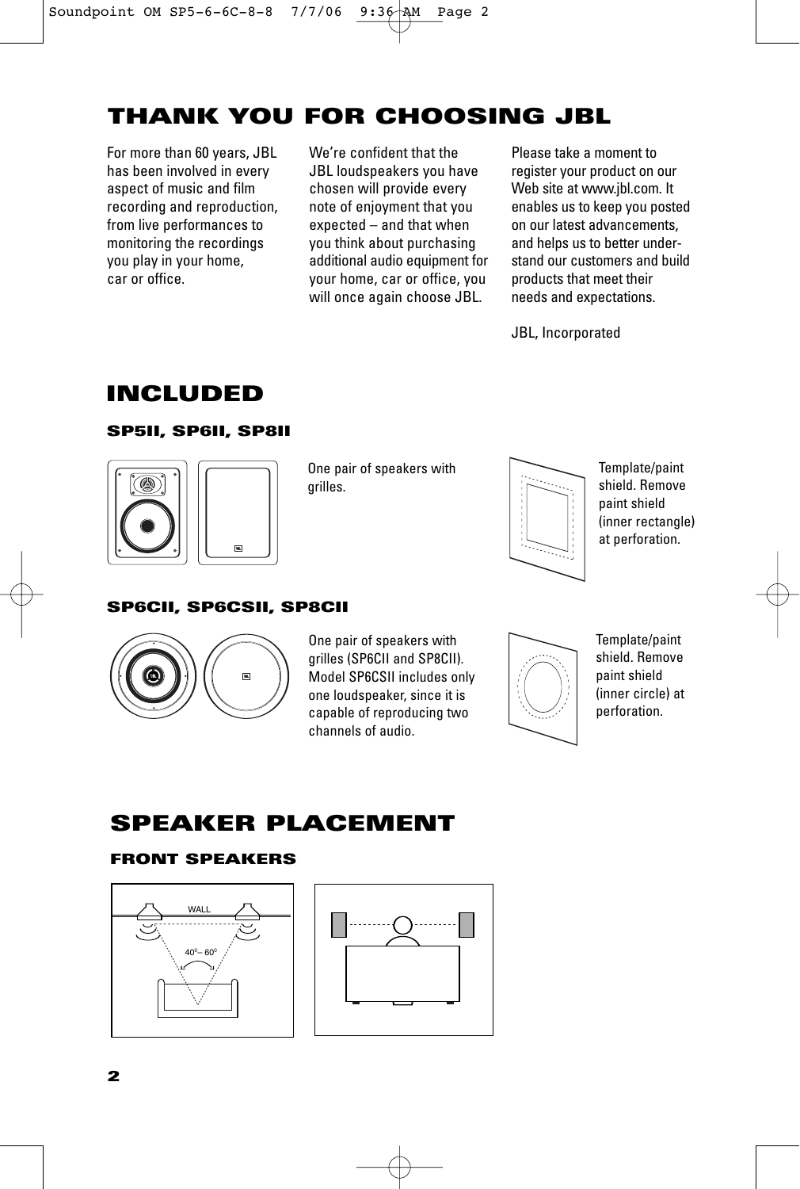# THANK YOU FOR CHOOSING JBL

For more than 60 years, JBL has been involved in every aspect of music and film recording and reproduction, from live performances to monitoring the recordings you play in your home, car or office.

We're confident that the JBL loudspeakers you have chosen will provide every note of enjoyment that you expected – and that when you think about purchasing additional audio equipment for your home, car or office, you will once again choose JBL.

Please take a moment to register your product on our Web site at www.jbl.com. It enables us to keep you posted on our latest advancements, and helps us to better understand our customers and build products that meet their needs and expectations.

JBL, Incorporated

# INCLUDED

### SP5II, SP6II, SP8II

One pair of speakers with grilles.

Template/paint shield. Remove paint shield (inner rectangle) at perforation.

### SP6CII, SP6CSII, SP8CII

One pair of speakers with grilles (SP6CII and SP8CII). Model SP6CSII includes only one loudspeaker, since it is capable of reproducing two channels of audio.

Template/paint shield. Remove paint shield (inner circle) at perforation.

# SPEAKER PLACEMENT

### FRONT SPEAKERS

WALL

40°– 60°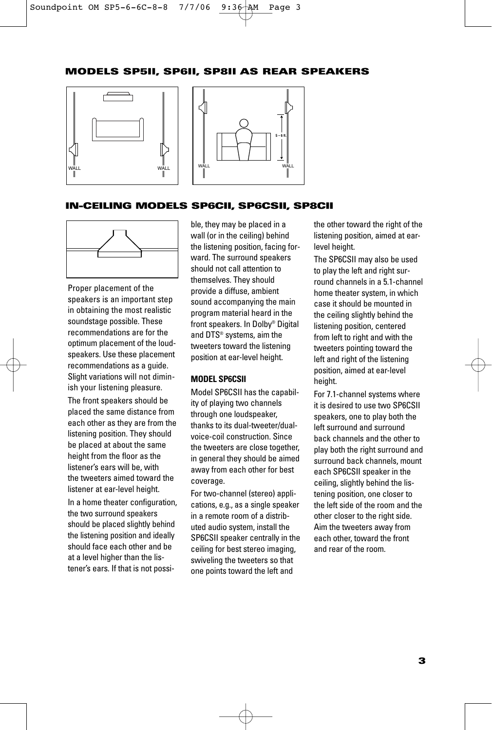## MODELS SP5II, SP6II, SP8II AS REAR SPEAKERS

WALL WALL

WALL 5 – 6 ft. WALL

## IN-CEILING MODELS SP6CII, SP6CSII, SP8CII

Proper placement of the speakers is an important step in obtaining the most realistic soundstage possible. These recommendations are for the optimum placement of the loudspeakers. Use these placement recommendations as a guide. Slight variations will not diminish your listening pleasure.

The front speakers should be placed the same distance from each other as they are from the listening position. They should be placed at about the same height from the floor as the listener's ears will be, with the tweeters aimed toward the listener at ear-level height.

In a home theater configuration, the two surround speakers should be placed slightly behind the listening position and ideally should face each other and be at a level higher than the listener's ears. If that is not possible, they may be placed in a wall (or in the ceiling) behind the listening position, facing forward. The surround speakers should not call attention to themselves. They should provide a diffuse, ambient sound accompanying the main program material heard in the front speakers. In Dolby® Digital and DTS® systems, aim the tweeters toward the listening position at ear-level height.

### MODEL SP6CSII

Model SP6CSII has the capability of playing two channels through one loudspeaker, thanks to its dual-tweeter/dual-voice-coil construction. Since the tweeters are close together, in general they should be aimed away from each other for best coverage.

For two-channel (stereo) applications, e.g., as a single speaker in a remote room of a distributed audio system, install the SP6CSII speaker centrally in the ceiling for best stereo imaging, swiveling the tweeters so that one points toward the left and the other toward the right of the listening position, aimed at ear-level height.

The SP6CSII may also be used to play the left and right surround channels in a 5.1-channel home theater system, in which case it should be mounted in the ceiling slightly behind the listening position, centered from left to right and with the tweeters pointing toward the left and right of the listening position, aimed at ear-level height.

For 7.1-channel systems where it is desired to use two SP6CSII speakers, one to play both the left surround and surround back channels and the other to play both the right surround and surround back channels, mount each SP6CSII speaker in the ceiling, slightly behind the listening position, one closer to the left side of the room and the other closer to the right side. Aim the tweeters away from each other, toward the front and rear of the room.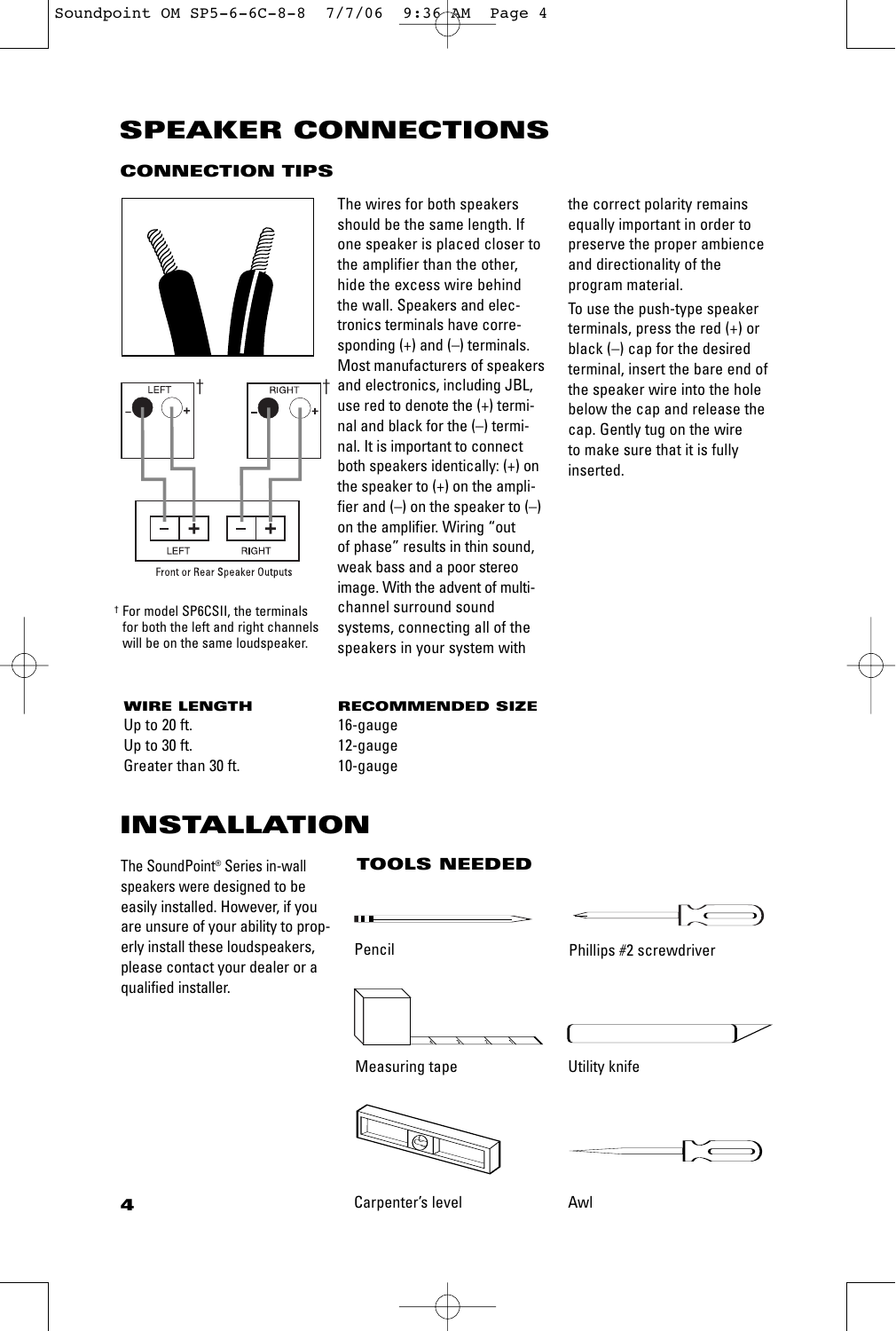# SPEAKER CONNECTIONS

## CONNECTION TIPS

Front or Rear Speaker Outputs

† For model SP6CSII, the terminals for both the left and right channels will be on the same loudspeaker.

The wires for both speakers should be the same length. If one speaker is placed closer to the amplifier than the other, hide the excess wire behind the wall. Speakers and electronics terminals have corresponding (+) and (–) terminals. Most manufacturers of speakers and electronics, including JBL, use red to denote the (+) terminal and black for the (–) terminal. It is important to connect both speakers identically: (+) on the speaker to (+) on the amplifier and (–) on the speaker to (–) on the amplifier. Wiring "out of phase" results in thin sound, weak bass and a poor stereo image. With the advent of multichannel surround sound systems, connecting all of the speakers in your system with the correct polarity remains equally important in order to preserve the proper ambience and directionality of the program material.

To use the push-type speaker terminals, press the red (+) or black (–) cap for the desired terminal, insert the bare end of the speaker wire into the hole below the cap and release the cap. Gently tug on the wire to make sure that it is fully inserted.

| WIRE LENGTH | RECOMMENDED SIZE |
| --- | --- |
| Up to 20 ft. | 16-gauge |
| Up to 30 ft. | 12-gauge |
| Greater than 30 ft. | 10-gauge |

# INSTALLATION

The SoundPoint® Series in-wall speakers were designed to be easily installed. However, if you are unsure of your ability to properly install these loudspeakers, please contact your dealer or a qualified installer.

## TOOLS NEEDED

- Pencil
- Phillips #2 screwdriver
- Measuring tape
- Utility knife
- Carpenter's level
- Awl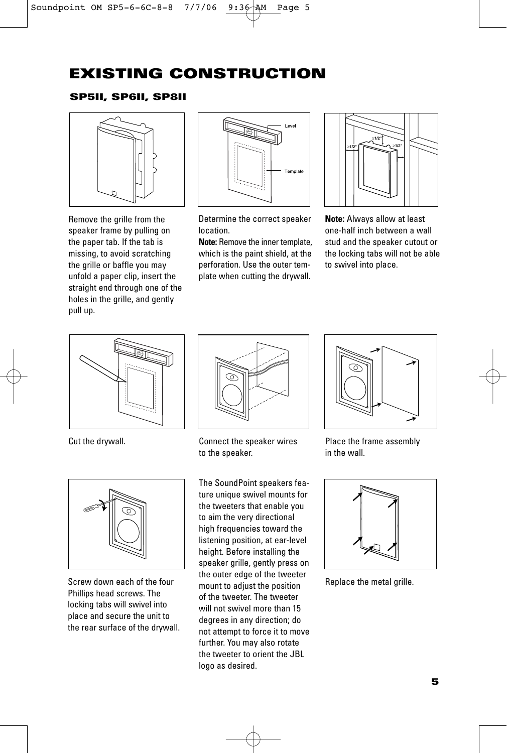# EXISTING CONSTRUCTION

### SP5II, SP6II, SP8II

Remove the grille from the speaker frame by pulling on the paper tab. If the tab is missing, to avoid scratching the grille or baffle you may unfold a paper clip, insert the straight end through one of the holes in the grille, and gently pull up.

Determine the correct speaker location.
**Note:** Remove the inner template, which is the paint shield, at the perforation. Use the outer template when cutting the drywall.

**Note:** Always allow at least one-half inch between a wall stud and the speaker cutout or the locking tabs will not be able to swivel into place.

Cut the drywall.

Connect the speaker wires to the speaker.

Place the frame assembly in the wall.

Screw down each of the four Phillips head screws. The locking tabs will swivel into place and secure the unit to the rear surface of the drywall.

The SoundPoint speakers feature unique swivel mounts for the tweeters that enable you to aim the very directional high frequencies toward the listening position, at ear-level height. Before installing the speaker grille, gently press on the outer edge of the tweeter mount to adjust the position of the tweeter. The tweeter will not swivel more than 15 degrees in any direction; do not attempt to force it to move further. You may also rotate the tweeter to orient the JBL logo as desired.

Replace the metal grille.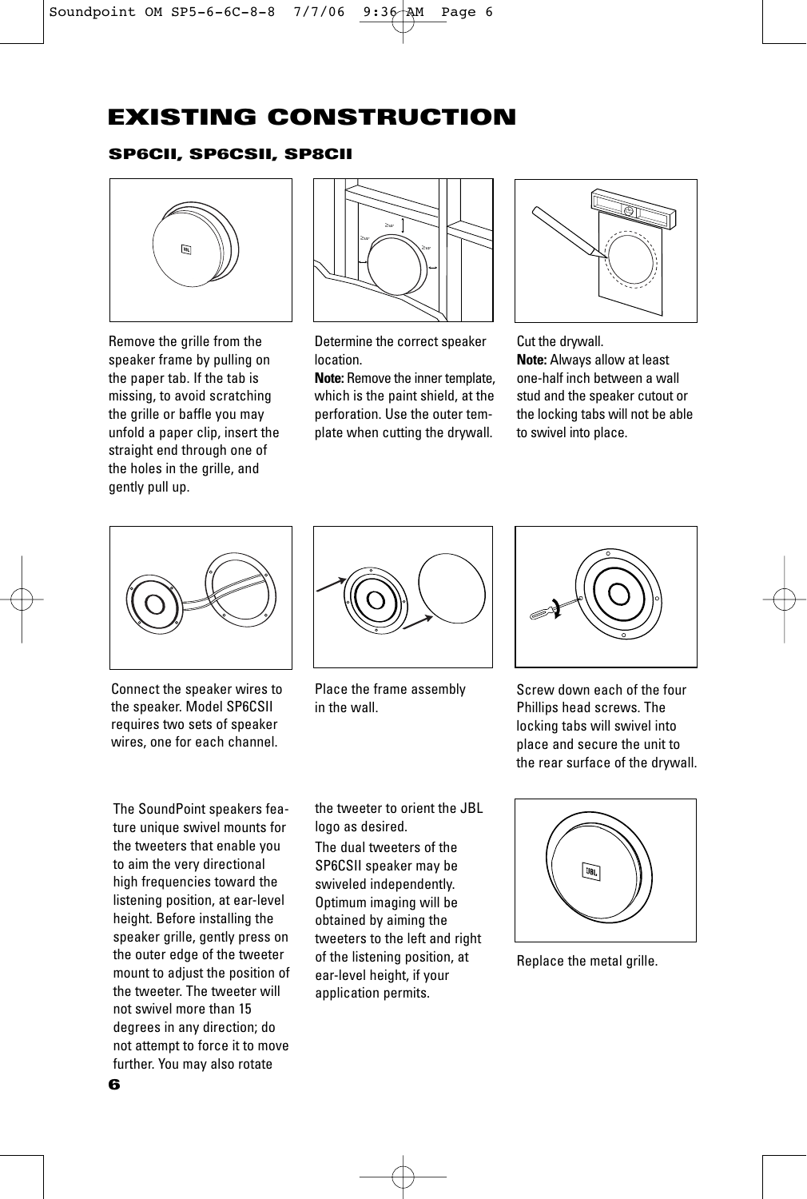# EXISTING CONSTRUCTION

### SP6CII, SP6CSII, SP8CII

Remove the grille from the speaker frame by pulling on the paper tab. If the tab is missing, to avoid scratching the grille or baffle you may unfold a paper clip, insert the straight end through one of the holes in the grille, and gently pull up.

Determine the correct speaker location.
**Note:** Remove the inner template, which is the paint shield, at the perforation. Use the outer template when cutting the drywall.

Cut the drywall.
**Note:** Always allow at least one-half inch between a wall stud and the speaker cutout or the locking tabs will not be able to swivel into place.

Connect the speaker wires to the speaker. Model SP6CSII requires two sets of speaker wires, one for each channel.

Place the frame assembly in the wall.

Screw down each of the four Phillips head screws. The locking tabs will swivel into place and secure the unit to the rear surface of the drywall.

The SoundPoint speakers feature unique swivel mounts for the tweeters that enable you to aim the very directional high frequencies toward the listening position, at ear-level height. Before installing the speaker grille, gently press on the outer edge of the tweeter mount to adjust the position of the tweeter. The tweeter will not swivel more than 15 degrees in any direction; do not attempt to force it to move further. You may also rotate the tweeter to orient the JBL logo as desired.

The dual tweeters of the SP6CSII speaker may be swiveled independently. Optimum imaging will be obtained by aiming the tweeters to the left and right of the listening position, at ear-level height, if your application permits.

Replace the metal grille.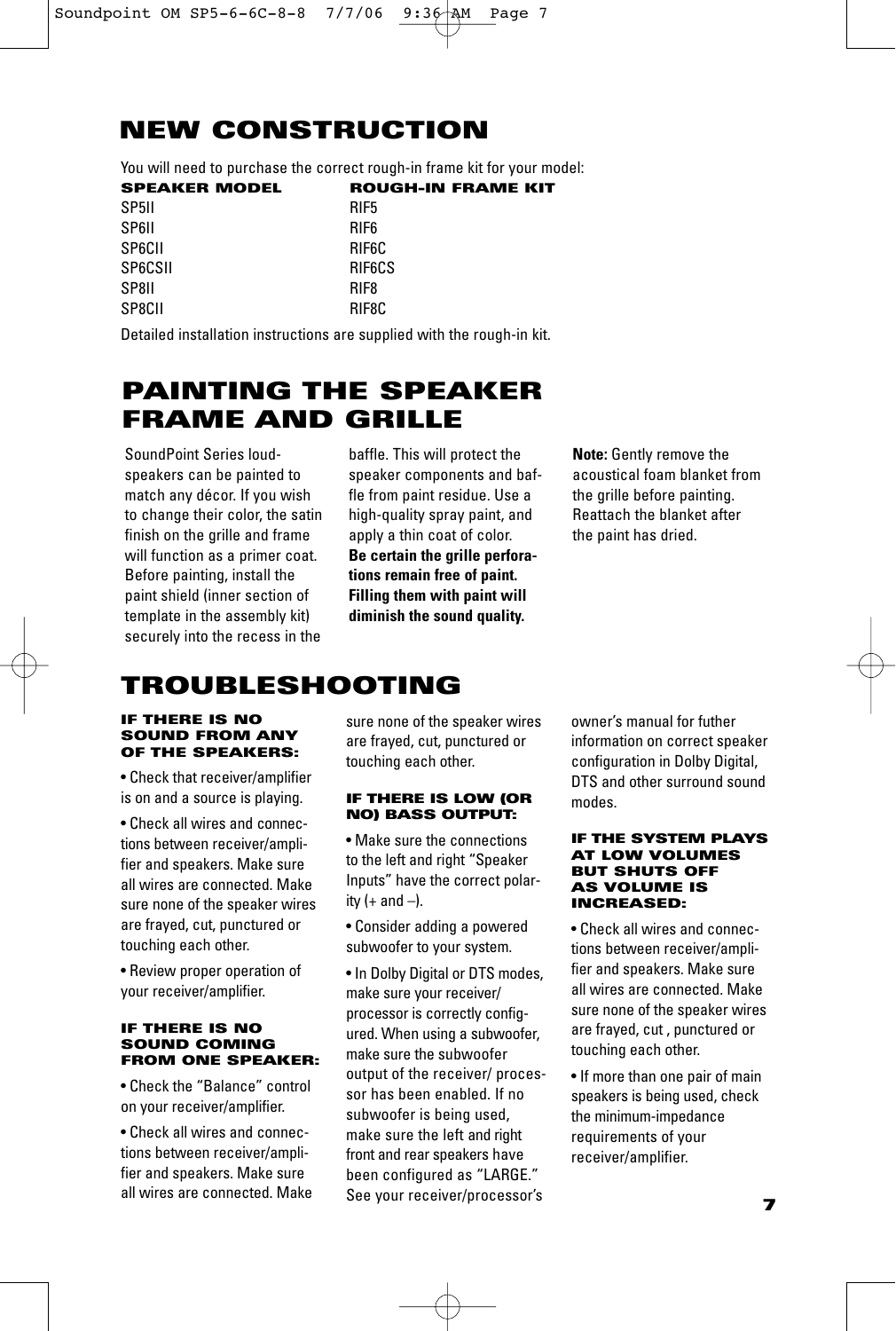# NEW CONSTRUCTION

You will need to purchase the correct rough-in frame kit for your model:

| SPEAKER MODEL | ROUGH-IN FRAME KIT |
| --- | --- |
| SP5II | RIF5 |
| SP6II | RIF6 |
| SP6CII | RIF6C |
| SP6CSII | RIF6CS |
| SP8II | RIF8 |
| SP8CII | RIF8C |

Detailed installation instructions are supplied with the rough-in kit.

# PAINTING THE SPEAKER FRAME AND GRILLE

SoundPoint Series loudspeakers can be painted to match any décor. If you wish to change their color, the satin finish on the grille and frame will function as a primer coat. Before painting, install the paint shield (inner section of template in the assembly kit) securely into the recess in the baffle. This will protect the speaker components and baffle from paint residue. Use a high-quality spray paint, and apply a thin coat of color. **Be certain the grille perforations remain free of paint. Filling them with paint will diminish the sound quality.**

**Note:** Gently remove the acoustical foam blanket from the grille before painting. Reattach the blanket after the paint has dried.

# TROUBLESHOOTING

### IF THERE IS NO SOUND FROM ANY OF THE SPEAKERS:

- Check that receiver/amplifier is on and a source is playing.
- Check all wires and connections between receiver/amplifier and speakers. Make sure all wires are connected. Make sure none of the speaker wires are frayed, cut, punctured or touching each other.
- Review proper operation of your receiver/amplifier.

### IF THERE IS NO SOUND COMING FROM ONE SPEAKER:

- Check the "Balance" control on your receiver/amplifier.
- Check all wires and connections between receiver/amplifier and speakers. Make sure all wires are connected. Make sure none of the speaker wires are frayed, cut, punctured or touching each other.

### IF THERE IS LOW (OR NO) BASS OUTPUT:

- Make sure the connections to the left and right "Speaker Inputs" have the correct polarity (+ and –).
- Consider adding a powered subwoofer to your system.
- In Dolby Digital or DTS modes, make sure your receiver/processor is correctly configured. When using a subwoofer, make sure the subwoofer output of the receiver/processor has been enabled. If no subwoofer is being used, make sure the left and right front and rear speakers have been configured as "LARGE." See your receiver/processor's owner's manual for futher information on correct speaker configuration in Dolby Digital, DTS and other surround sound modes.

### IF THE SYSTEM PLAYS AT LOW VOLUMES BUT SHUTS OFF AS VOLUME IS INCREASED:

- Check all wires and connections between receiver/amplifier and speakers. Make sure all wires are connected. Make sure none of the speaker wires are frayed, cut , punctured or touching each other.
- If more than one pair of main speakers is being used, check the minimum-impedance requirements of your receiver/amplifier.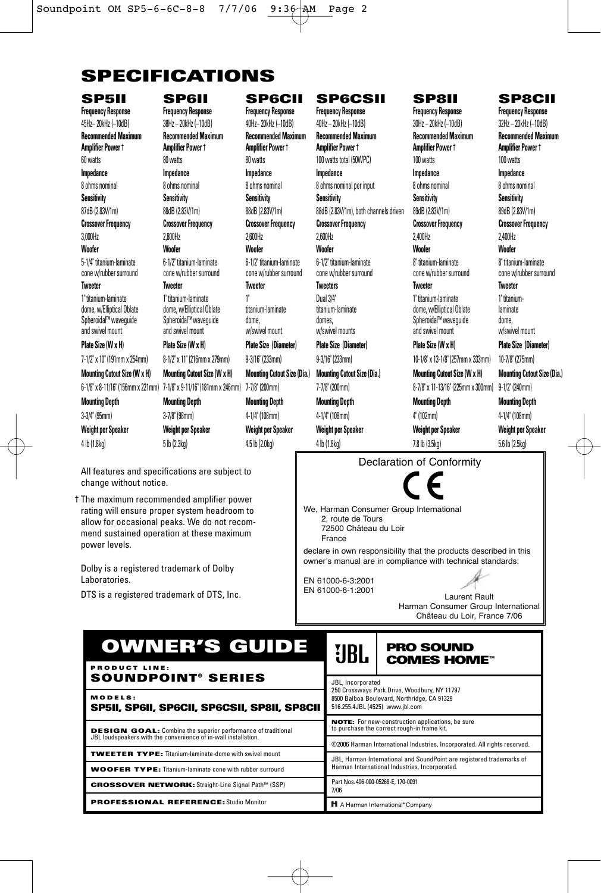# SPECIFICATIONS

| | SP5II | SP6II | SP6CII | SP6CSII | SP8II | SP8CII |
|---|---|---|---|---|---|---|
| **Frequency Response** | 45Hz– 20kHz (–10dB) | 38Hz – 20kHz (–10dB) | 40Hz– 20kHz (–10dB) | 40Hz – 20kHz (–10dB) | 30Hz – 20kHz (–10dB) | 32Hz – 20kHz (–10dB) |
| **Recommended Maximum Amplifier Power †** | 60 watts | 80 watts | 80 watts | 100 watts total (50WPC) | 100 watts | 100 watts |
| **Impedance** | 8 ohms nominal | 8 ohms nominal | 8 ohms nominal | 8 ohms nominal per input | 8 ohms nominal | 8 ohms nominal |
| **Sensitivity** | 87dB (2.83V/1m) | 88dB (2.83V/1m) | 88dB (2.83V/1m) | 88dB (2.83V/1m), both channels driven | 89dB (2.83V/1m) | 89dB (2.83V/1m) |
| **Crossover Frequency** | 3,000Hz | 2,800Hz | 2,600Hz | 2,600Hz | 2,400Hz | 2,400Hz |
| **Woofer** | 5-1/4" titanium-laminate cone w/rubber surround | 6-1/2" titanium-laminate cone w/rubber surround | 6-1/2" titanium-laminate cone w/rubber surround | 6-1/2" titanium-laminate cone w/rubber surround | 8" titanium-laminate cone w/rubber surround | 8" titanium-laminate cone w/rubber surround |
| **Tweeter** | 1" titanium-laminate dome, w/Elliptical Oblate Spheroidal™ waveguide and swivel mount | 1" titanium-laminate dome, w/Elliptical Oblate Spheroidal™ waveguide and swivel mount | 1" titanium-laminate dome, w/swivel mount | **Tweeters** Dual 3/4" titanium-laminate domes, w/swivel mounts | 1" titanium-laminate dome, w/Elliptical Oblate Spheroidal™ waveguide and swivel mount | 1" titanium-laminate dome, w/swivel mount |
| **Plate Size** | (W x H) 7-1/2" x 10" (191mm x 254mm) | (W x H) 8-1/2" x 11" (216mm x 279mm) | (Diameter) 9-3/16" (233mm) | (Diameter) 9-3/16" (233mm) | (W x H) 10-1/8" x 13-1/8" (257mm x 333mm) | (Diameter) 10-7/8" (275mm) |
| **Mounting Cutout Size** | (W x H) 6-1/8" x 8-11/16" (156mm x 221mm) | (W x H) 7-1/8" x 9-11/16" (181mm x 246mm) | (Dia.) 7-7/8" (200mm) | (Dia.) 7-7/8" (200mm) | (W x H) 8-7/8" x 11-13/16" (225mm x 300mm) | (Dia.) 9-1/2" (240mm) |
| **Mounting Depth** | 3-3/4" (95mm) | 3-7/8" (98mm) | 4-1/4" (108mm) | 4-1/4" (108mm) | 4" (102mm) | 4-1/4" (108mm) |
| **Weight per Speaker** | 4 lb (1.8kg) | 5 lb (2.3kg) | 4.5 lb (2.0kg) | 4 lb (1.8kg) | 7.8 lb (3.5kg) | 5.6 lb (2.5kg) |

All features and specifications are subject to change without notice.

† The maximum recommended amplifier power rating will ensure proper system headroom to allow for occasional peaks. We do not recommend sustained operation at these maximum power levels.

Dolby is a registered trademark of Dolby Laboratories.

DTS is a registered trademark of DTS, Inc.

## Declaration of Conformity

CE

We, Harman Consumer Group International
2, route de Tours
72500 Château du Loir
France

declare in own responsibility that the products described in this owner's manual are in compliance with technical standards:

EN 61000-6-3:2001
EN 61000-6-1:2001

Laurent Rault
Harman Consumer Group International
Château du Loir, France 7/06

# OWNER'S GUIDE

**PRODUCT LINE:** **SOUNDPOINT® SERIES**

**MODELS:** **SP5II, SP6II, SP6CII, SP6CSII, SP8II, SP8CII**

**DESIGN GOAL:** Combine the superior performance of traditional JBL loudspeakers with the convenience of in-wall installation.

**TWEETER TYPE:** Titanium-laminate-dome with swivel mount

**WOOFER TYPE:** Titanium-laminate cone with rubber surround

**CROSSOVER NETWORK:** Straight-Line Signal Path™ (SSP)

**PROFESSIONAL REFERENCE:** Studio Monitor

JBL **PRO SOUND COMES HOME™**

JBL, Incorporated
250 Crossways Park Drive, Woodbury, NY 11797
8500 Balboa Boulevard, Northridge, CA 91329
516.255.4JBL (4525) www.jbl.com

**NOTE:** For new-construction applications, be sure to purchase the correct rough-in frame kit.

©2006 Harman International Industries, Incorporated. All rights reserved.

JBL, Harman International and SoundPoint are registered trademarks of Harman International Industries, Incorporated.

Part Nos. 406-000-05268-E, 170-0091
7/06

H A Harman International® Company